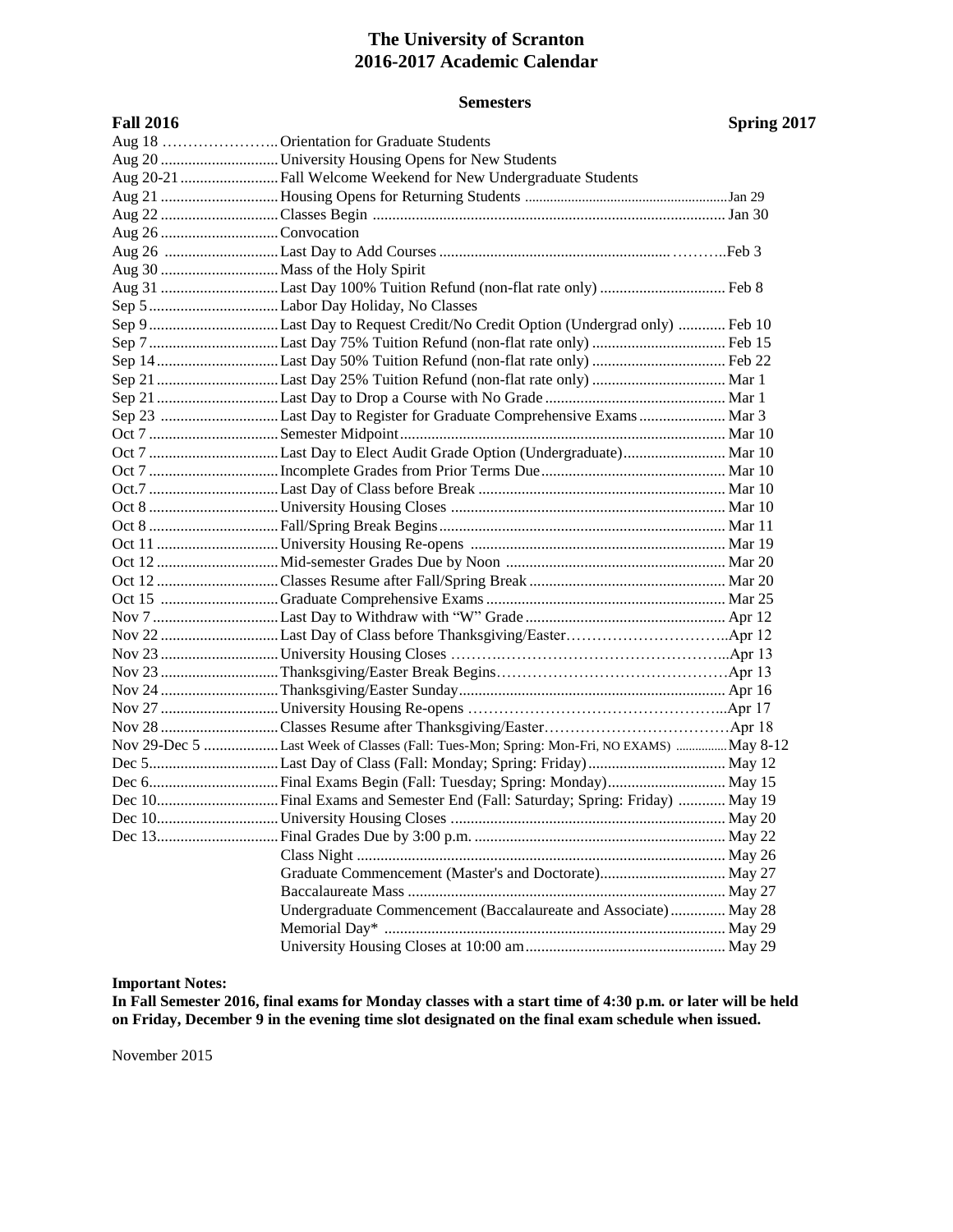# The University of Scranton
# 2016-2017 Academic Calendar

## Semesters

| Fall 2016 | | Spring 2017 |
|---|---|---|
| Aug 18 | Orientation for Graduate Students | |
| Aug 20 | University Housing Opens for New Students | |
| Aug 20-21 | Fall Welcome Weekend for New Undergraduate Students | |
| Aug 21 | Housing Opens for Returning Students | Jan 29 |
| Aug 22 | Classes Begin | Jan 30 |
| Aug 26 | Convocation | |
| Aug 26 | Last Day to Add Courses | Feb 3 |
| Aug 30 | Mass of the Holy Spirit | |
| Aug 31 | Last Day 100% Tuition Refund (non-flat rate only) | Feb 8 |
| Sep 5 | Labor Day Holiday, No Classes | |
| Sep 9 | Last Day to Request Credit/No Credit Option (Undergrad only) | Feb 10 |
| Sep 7 | Last Day 75% Tuition Refund (non-flat rate only) | Feb 15 |
| Sep 14 | Last Day 50% Tuition Refund (non-flat rate only) | Feb 22 |
| Sep 21 | Last Day 25% Tuition Refund (non-flat rate only) | Mar 1 |
| Sep 21 | Last Day to Drop a Course with No Grade | Mar 1 |
| Sep 23 | Last Day to Register for Graduate Comprehensive Exams | Mar 3 |
| Oct 7 | Semester Midpoint | Mar 10 |
| Oct 7 | Last Day to Elect Audit Grade Option (Undergraduate) | Mar 10 |
| Oct 7 | Incomplete Grades from Prior Terms Due | Mar 10 |
| Oct.7 | Last Day of Class before Break | Mar 10 |
| Oct 8 | University Housing Closes | Mar 10 |
| Oct 8 | Fall/Spring Break Begins | Mar 11 |
| Oct 11 | University Housing Re-opens | Mar 19 |
| Oct 12 | Mid-semester Grades Due by Noon | Mar 20 |
| Oct 12 | Classes Resume after Fall/Spring Break | Mar 20 |
| Oct 15 | Graduate Comprehensive Exams | Mar 25 |
| Nov 7 | Last Day to Withdraw with "W" Grade | Apr 12 |
| Nov 22 | Last Day of Class before Thanksgiving/Easter | Apr 12 |
| Nov 23 | University Housing Closes | Apr 13 |
| Nov 23 | Thanksgiving/Easter Break Begins | Apr 13 |
| Nov 24 | Thanksgiving/Easter Sunday | Apr 16 |
| Nov 27 | University Housing Re-opens | Apr 17 |
| Nov 28 | Classes Resume after Thanksgiving/Easter | Apr 18 |
| Nov 29-Dec 5 | Last Week of Classes (Fall: Tues-Mon; Spring: Mon-Fri, NO EXAMS) | May 8-12 |
| Dec 5 | Last Day of Class (Fall: Monday; Spring: Friday) | May 12 |
| Dec 6 | Final Exams Begin (Fall: Tuesday; Spring: Monday) | May 15 |
| Dec 10 | Final Exams and Semester End (Fall: Saturday; Spring: Friday) | May 19 |
| Dec 10 | University Housing Closes | May 20 |
| Dec 13 | Final Grades Due by 3:00 p.m. | May 22 |
| | Class Night | May 26 |
| | Graduate Commencement (Master's and Doctorate) | May 27 |
| | Baccalaureate Mass | May 27 |
| | Undergraduate Commencement (Baccalaureate and Associate) | May 28 |
| | Memorial Day* | May 29 |
| | University Housing Closes at 10:00 am | May 29 |

**Important Notes:**

**In Fall Semester 2016, final exams for Monday classes with a start time of 4:30 p.m. or later will be held on Friday, December 9 in the evening time slot designated on the final exam schedule when issued.**

November 2015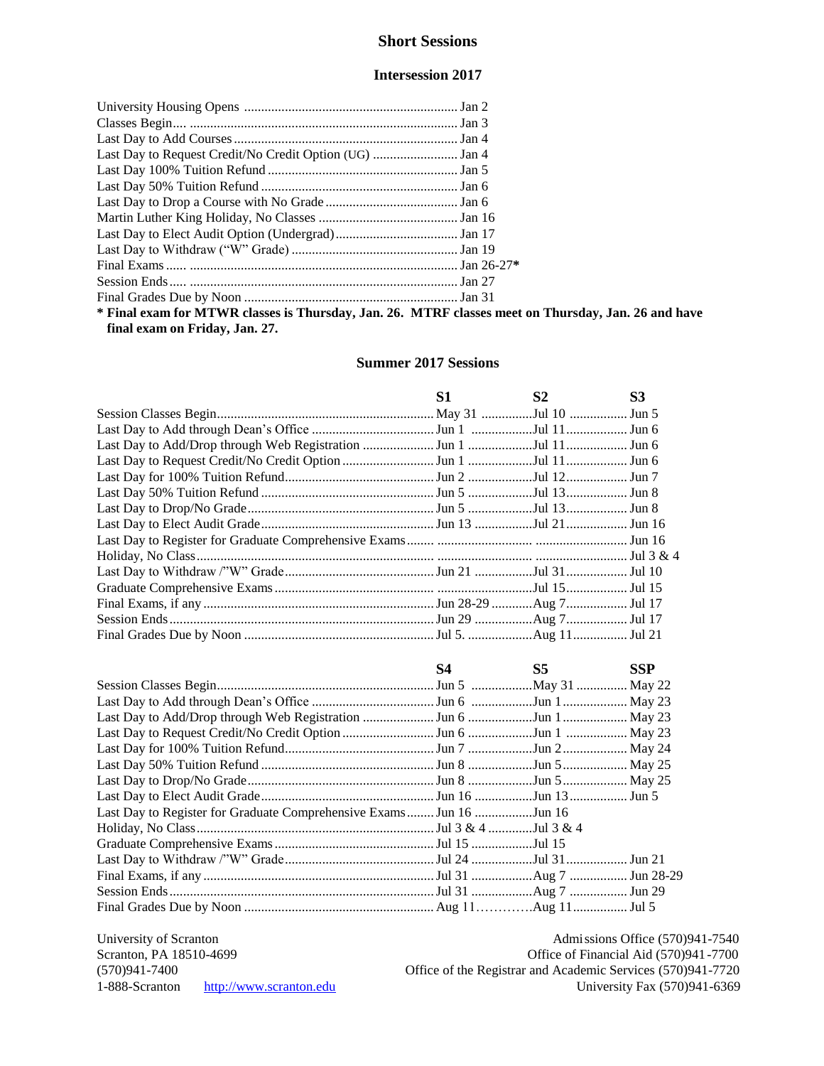# Short Sessions

## Intersession 2017

| | |
|---|---|
| University Housing Opens | Jan 2 |
| Classes Begin.... | Jan 3 |
| Last Day to Add Courses | Jan 4 |
| Last Day to Request Credit/No Credit Option (UG) | Jan 4 |
| Last Day 100% Tuition Refund | Jan 5 |
| Last Day 50% Tuition Refund | Jan 6 |
| Last Day to Drop a Course with No Grade | Jan 6 |
| Martin Luther King Holiday, No Classes | Jan 16 |
| Last Day to Elect Audit Option (Undergrad) | Jan 17 |
| Last Day to Withdraw ("W" Grade) | Jan 19 |
| Final Exams...... | Jan 26-27* |
| Session Ends..... | Jan 27 |
| Final Grades Due by Noon | Jan 31 |

**\* Final exam for MTWR classes is Thursday, Jan. 26. MTRF classes meet on Thursday, Jan. 26 and have final exam on Friday, Jan. 27.**

## Summer 2017 Sessions

| | S1 | S2 | S3 |
|---|---|---|---|
| Session Classes Begin | May 31 | Jul 10 | Jun 5 |
| Last Day to Add through Dean's Office | Jun 1 | Jul 11 | Jun 6 |
| Last Day to Add/Drop through Web Registration | Jun 1 | Jul 11 | Jun 6 |
| Last Day to Request Credit/No Credit Option | Jun 1 | Jul 11 | Jun 6 |
| Last Day for 100% Tuition Refund | Jun 2 | Jul 12 | Jun 7 |
| Last Day 50% Tuition Refund | Jun 5 | Jul 13 | Jun 8 |
| Last Day to Drop/No Grade | Jun 5 | Jul 13 | Jun 8 |
| Last Day to Elect Audit Grade | Jun 13 | Jul 21 | Jun 16 |
| Last Day to Register for Graduate Comprehensive Exams | | | Jun 16 |
| Holiday, No Class | | | Jul 3 & 4 |
| Last Day to Withdraw /"W" Grade | Jun 21 | Jul 31 | Jul 10 |
| Graduate Comprehensive Exams | | Jul 15 | Jul 15 |
| Final Exams, if any | Jun 28-29 | Aug 7 | Jul 17 |
| Session Ends | Jun 29 | Aug 7 | Jul 17 |
| Final Grades Due by Noon | Jul 5. | Aug 11 | Jul 21 |

| | S4 | S5 | SSP |
|---|---|---|---|
| Session Classes Begin | Jun 5 | May 31 | May 22 |
| Last Day to Add through Dean's Office | Jun 6 | Jun 1 | May 23 |
| Last Day to Add/Drop through Web Registration | Jun 6 | Jun 1 | May 23 |
| Last Day to Request Credit/No Credit Option | Jun 6 | Jun 1 | May 23 |
| Last Day for 100% Tuition Refund | Jun 7 | Jun 2 | May 24 |
| Last Day 50% Tuition Refund | Jun 8 | Jun 5 | May 25 |
| Last Day to Drop/No Grade | Jun 8 | Jun 5 | May 25 |
| Last Day to Elect Audit Grade | Jun 16 | Jun 13 | Jun 5 |
| Last Day to Register for Graduate Comprehensive Exams | Jun 16 | Jun 16 | |
| Holiday, No Class | Jul 3 & 4 | Jul 3 & 4 | |
| Graduate Comprehensive Exams | Jul 15 | Jul 15 | |
| Last Day to Withdraw /"W" Grade | Jul 24 | Jul 31 | Jun 21 |
| Final Exams, if any | Jul 31 | Aug 7 | Jun 28-29 |
| Session Ends | Jul 31 | Aug 7 | Jun 29 |
| Final Grades Due by Noon | Aug 11 | Aug 11 | Jul 5 |

University of Scranton
Scranton, PA 18510-4699
(570)941-7400
1-888-Scranton http://www.scranton.edu

Admissions Office (570)941-7540
Office of Financial Aid (570)941-7700
Office of the Registrar and Academic Services (570)941-7720
University Fax (570)941-6369